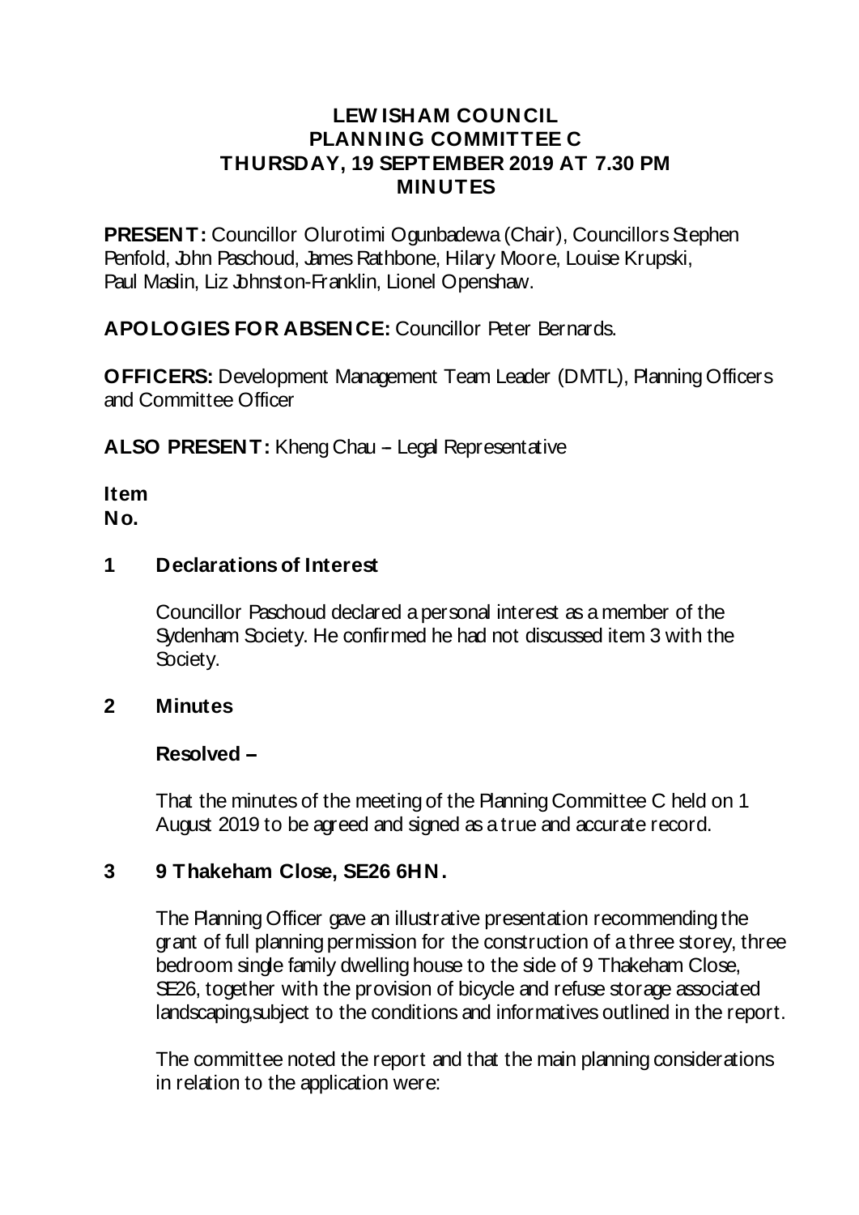# LEWISHAM COUNCIL
## PLANNING COMMITTEE C
## THURSDAY, 19 SEPTEMBER 2019 AT 7.30 PM
## MINUTES

**PRESENT:** Councillor Olurotimi Ogunbadewa (Chair), Councillors Stephen Penfold, John Paschoud, James Rathbone, Hilary Moore, Louise Krupski, Paul Maslin, Liz Johnston-Franklin, Lionel Openshaw.

**APOLOGIES FOR ABSENCE:** Councillor Peter Bernards.

**OFFICERS:** Development Management Team Leader (DMTL), Planning Officers and Committee Officer

**ALSO PRESENT:** Kheng Chau – Legal Representative

**Item No.**

**1 Declarations of Interest**

Councillor Paschoud declared a personal interest as a member of the Sydenham Society. He confirmed he had not discussed item 3 with the Society.

**2 Minutes**

**Resolved –**

That the minutes of the meeting of the Planning Committee C held on 1 August 2019 to be agreed and signed as a true and accurate record.

**3 9 Thakeham Close, SE26 6HN.**

The Planning Officer gave an illustrative presentation recommending the grant of full planning permission for the construction of a three storey, three bedroom single family dwelling house to the side of 9 Thakeham Close, SE26, together with the provision of bicycle and refuse storage associated landscaping,subject to the conditions and informatives outlined in the report.

The committee noted the report and that the main planning considerations in relation to the application were: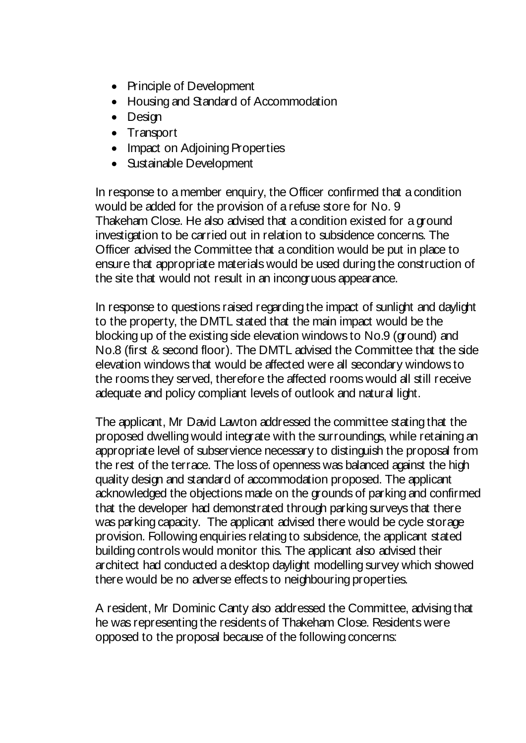- Principle of Development
- Housing and Standard of Accommodation
- Design
- Transport
- Impact on Adjoining Properties
- Sustainable Development

In response to a member enquiry, the Officer confirmed that a condition would be added for the provision of a refuse store for No. 9 Thakeham Close. He also advised that a condition existed for a ground investigation to be carried out in relation to subsidence concerns. The Officer advised the Committee that a condition would be put in place to ensure that appropriate materials would be used during the construction of the site that would not result in an incongruous appearance.

In response to questions raised regarding the impact of sunlight and daylight to the property, the DMTL stated that the main impact would be the blocking up of the existing side elevation windows to No.9 (ground) and No.8 (first & second floor). The DMTL advised the Committee that the side elevation windows that would be affected were all secondary windows to the rooms they served, therefore the affected rooms would all still receive adequate and policy compliant levels of outlook and natural light.

The applicant, Mr David Lawton addressed the committee stating that the proposed dwelling would integrate with the surroundings, while retaining an appropriate level of subservience necessary to distinguish the proposal from the rest of the terrace. The loss of openness was balanced against the high quality design and standard of accommodation proposed. The applicant acknowledged the objections made on the grounds of parking and confirmed that the developer had demonstrated through parking surveys that there was parking capacity. The applicant advised there would be cycle storage provision. Following enquiries relating to subsidence, the applicant stated building controls would monitor this. The applicant also advised their architect had conducted a desktop daylight modelling survey which showed there would be no adverse effects to neighbouring properties.

A resident, Mr Dominic Canty also addressed the Committee, advising that he was representing the residents of Thakeham Close. Residents were opposed to the proposal because of the following concerns: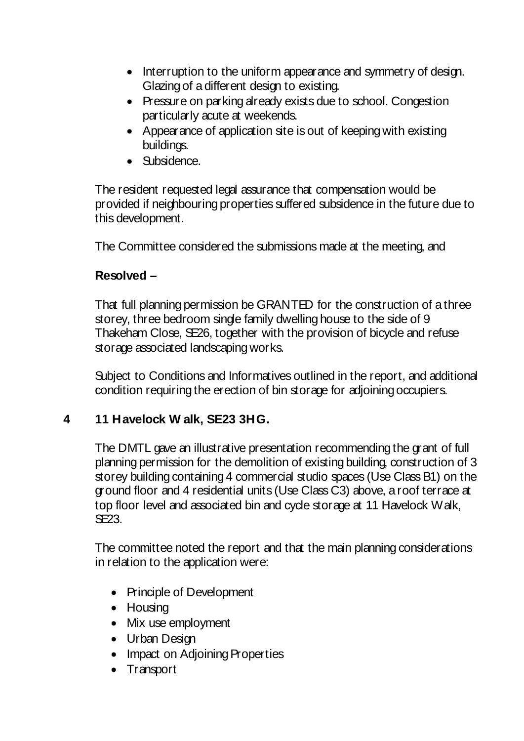- Interruption to the uniform appearance and symmetry of design. Glazing of a different design to existing.
- Pressure on parking already exists due to school. Congestion particularly acute at weekends.
- Appearance of application site is out of keeping with existing buildings.
- Subsidence.

The resident requested legal assurance that compensation would be provided if neighbouring properties suffered subsidence in the future due to this development.

The Committee considered the submissions made at the meeting, and

**Resolved –**

That full planning permission be GRANTED for the construction of a three storey, three bedroom single family dwelling house to the side of 9 Thakeham Close, SE26, together with the provision of bicycle and refuse storage associated landscaping works.

Subject to Conditions and Informatives outlined in the report, and additional condition requiring the erection of bin storage for adjoining occupiers.

## 4 11 Havelock Walk, SE23 3HG.

The DMTL gave an illustrative presentation recommending the grant of full planning permission for the demolition of existing building, construction of 3 storey building containing 4 commercial studio spaces (Use Class B1) on the ground floor and 4 residential units (Use Class C3) above, a roof terrace at top floor level and associated bin and cycle storage at 11 Havelock Walk, SE23.

The committee noted the report and that the main planning considerations in relation to the application were:

- Principle of Development
- Housing
- Mix use employment
- Urban Design
- Impact on Adjoining Properties
- Transport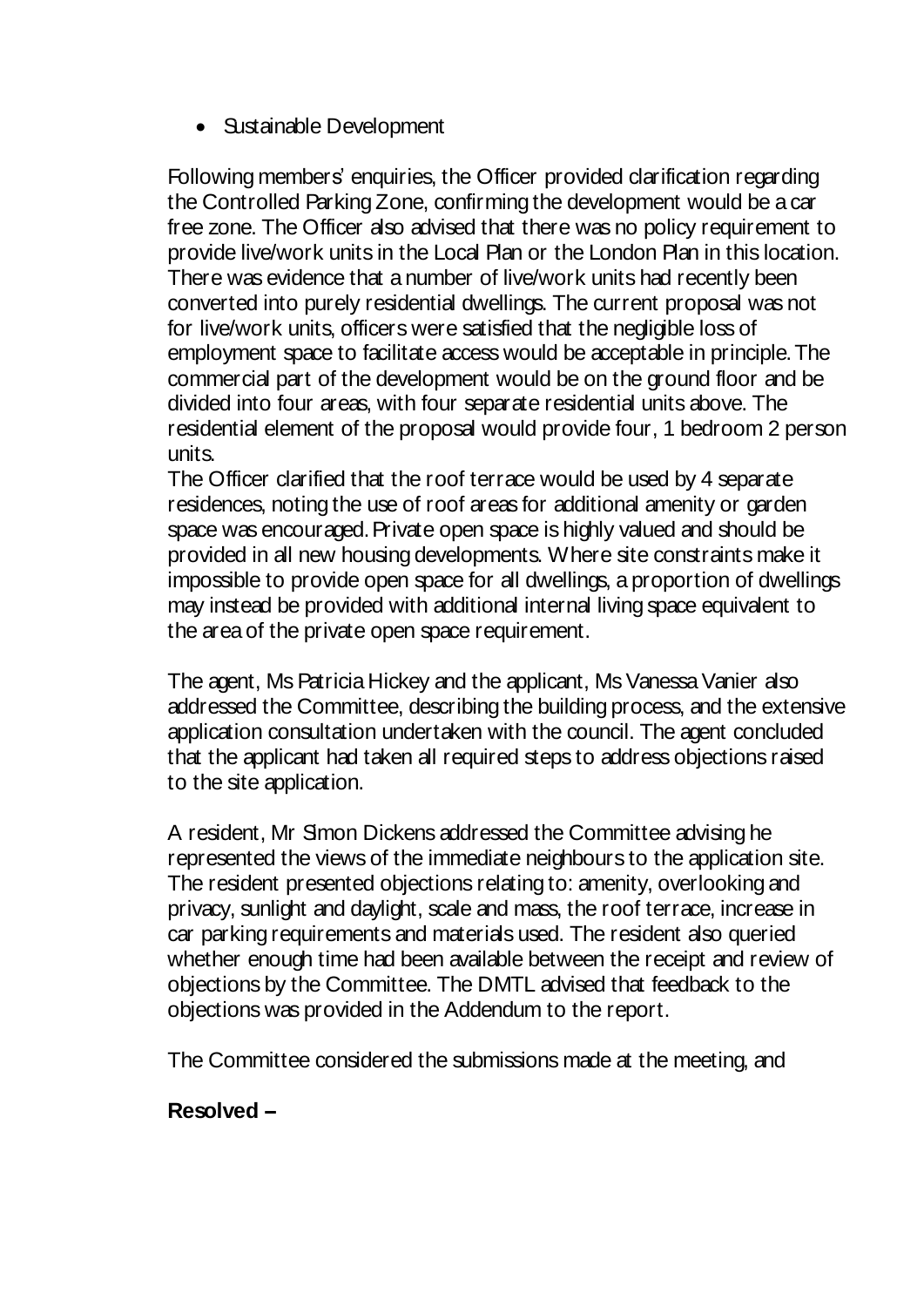- Sustainable Development

Following members' enquiries, the Officer provided clarification regarding the Controlled Parking Zone, confirming the development would be a car free zone. The Officer also advised that there was no policy requirement to provide live/work units in the Local Plan or the London Plan in this location. There was evidence that a number of live/work units had recently been converted into purely residential dwellings. The current proposal was not for live/work units, officers were satisfied that the negligible loss of employment space to facilitate access would be acceptable in principle. The commercial part of the development would be on the ground floor and be divided into four areas, with four separate residential units above. The residential element of the proposal would provide four, 1 bedroom 2 person units.

The Officer clarified that the roof terrace would be used by 4 separate residences, noting the use of roof areas for additional amenity or garden space was encouraged. Private open space is highly valued and should be provided in all new housing developments. Where site constraints make it impossible to provide open space for all dwellings, a proportion of dwellings may instead be provided with additional internal living space equivalent to the area of the private open space requirement.

The agent, Ms Patricia Hickey and the applicant, Ms Vanessa Vanier also addressed the Committee, describing the building process, and the extensive application consultation undertaken with the council. The agent concluded that the applicant had taken all required steps to address objections raised to the site application.

A resident, Mr Simon Dickens addressed the Committee advising he represented the views of the immediate neighbours to the application site. The resident presented objections relating to: amenity, overlooking and privacy, sunlight and daylight, scale and mass, the roof terrace, increase in car parking requirements and materials used. The resident also queried whether enough time had been available between the receipt and review of objections by the Committee. The DMTL advised that feedback to the objections was provided in the Addendum to the report.

The Committee considered the submissions made at the meeting, and

**Resolved –**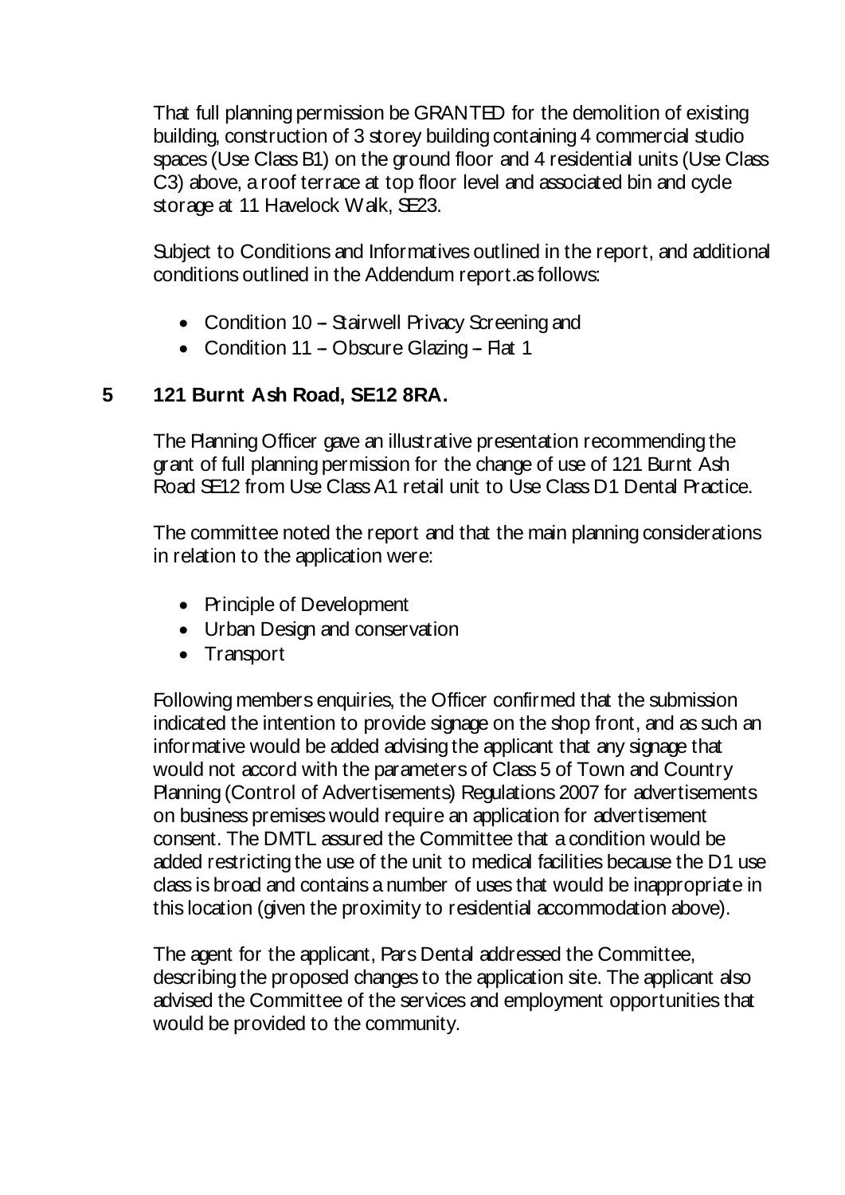That full planning permission be GRANTED for the demolition of existing building, construction of 3 storey building containing 4 commercial studio spaces (Use Class B1) on the ground floor and 4 residential units (Use Class C3) above, a roof terrace at top floor level and associated bin and cycle storage at 11 Havelock Walk, SE23.

Subject to Conditions and Informatives outlined in the report, and additional conditions outlined in the Addendum report.as follows:

- Condition 10 – Stairwell Privacy Screening and
- Condition 11 – Obscure Glazing – Flat 1

## 5 121 Burnt Ash Road, SE12 8RA.

The Planning Officer gave an illustrative presentation recommending the grant of full planning permission for the change of use of 121 Burnt Ash Road SE12 from Use Class A1 retail unit to Use Class D1 Dental Practice.

The committee noted the report and that the main planning considerations in relation to the application were:

- Principle of Development
- Urban Design and conservation
- Transport

Following members enquiries, the Officer confirmed that the submission indicated the intention to provide signage on the shop front, and as such an informative would be added advising the applicant that any signage that would not accord with the parameters of Class 5 of Town and Country Planning (Control of Advertisements) Regulations 2007 for advertisements on business premises would require an application for advertisement consent. The DMTL assured the Committee that a condition would be added restricting the use of the unit to medical facilities because the D1 use class is broad and contains a number of uses that would be inappropriate in this location (given the proximity to residential accommodation above).

The agent for the applicant, Pars Dental addressed the Committee, describing the proposed changes to the application site. The applicant also advised the Committee of the services and employment opportunities that would be provided to the community.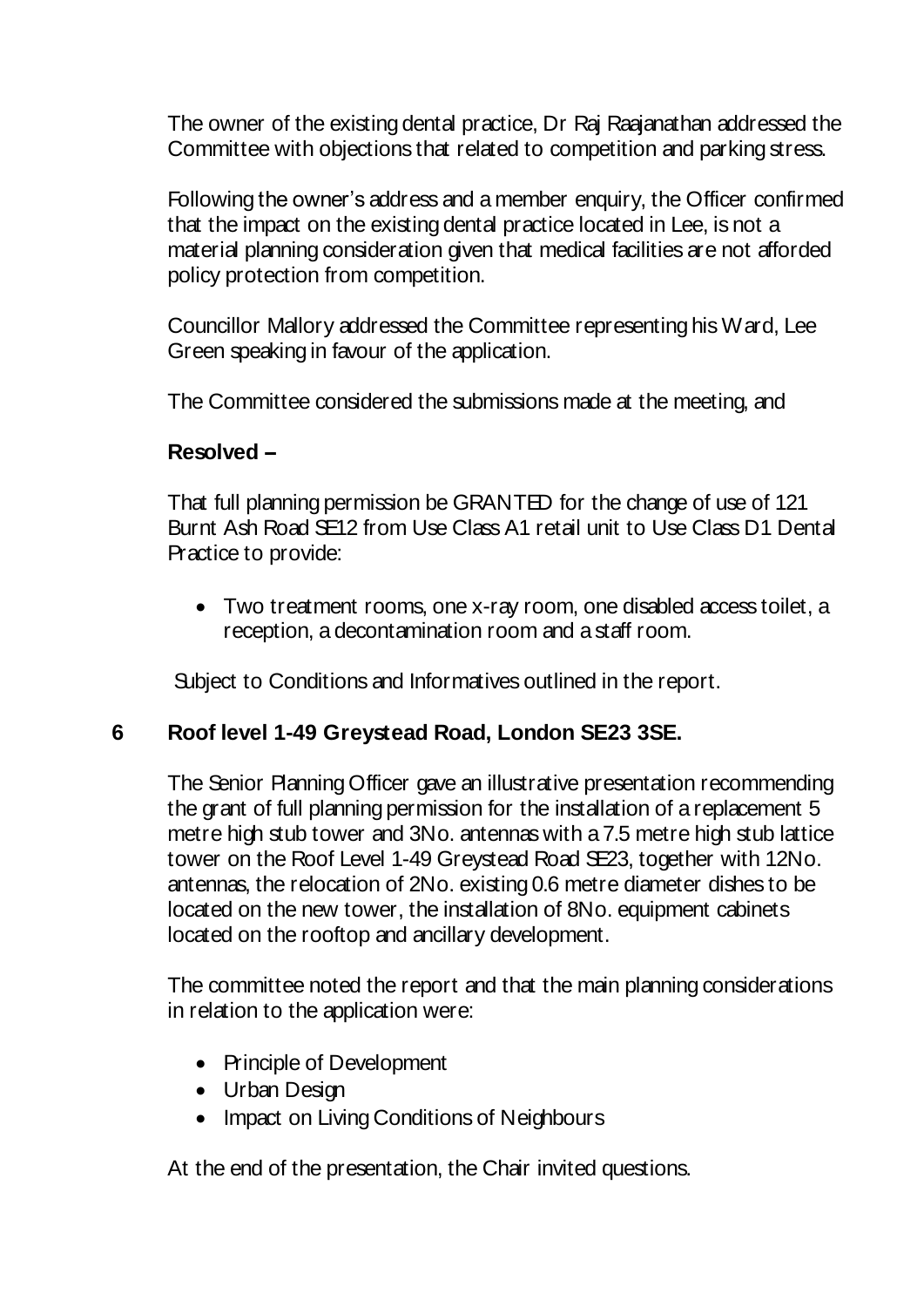The owner of the existing dental practice, Dr Raj Raajanathan addressed the Committee with objections that related to competition and parking stress.

Following the owner's address and a member enquiry, the Officer confirmed that the impact on the existing dental practice located in Lee, is not a material planning consideration given that medical facilities are not afforded policy protection from competition.

Councillor Mallory addressed the Committee representing his Ward, Lee Green speaking in favour of the application.

The Committee considered the submissions made at the meeting, and

**Resolved –**

That full planning permission be GRANTED for the change of use of 121 Burnt Ash Road SE12 from Use Class A1 retail unit to Use Class D1 Dental Practice to provide:

- Two treatment rooms, one x-ray room, one disabled access toilet, a reception, a decontamination room and a staff room.

Subject to Conditions and Informatives outlined in the report.

## 6 Roof level 1-49 Greystead Road, London SE23 3SE.

The Senior Planning Officer gave an illustrative presentation recommending the grant of full planning permission for the installation of a replacement 5 metre high stub tower and 3No. antennas with a 7.5 metre high stub lattice tower on the Roof Level 1-49 Greystead Road SE23, together with 12No. antennas, the relocation of 2No. existing 0.6 metre diameter dishes to be located on the new tower, the installation of 8No. equipment cabinets located on the rooftop and ancillary development.

The committee noted the report and that the main planning considerations in relation to the application were:

- Principle of Development
- Urban Design
- Impact on Living Conditions of Neighbours

At the end of the presentation, the Chair invited questions.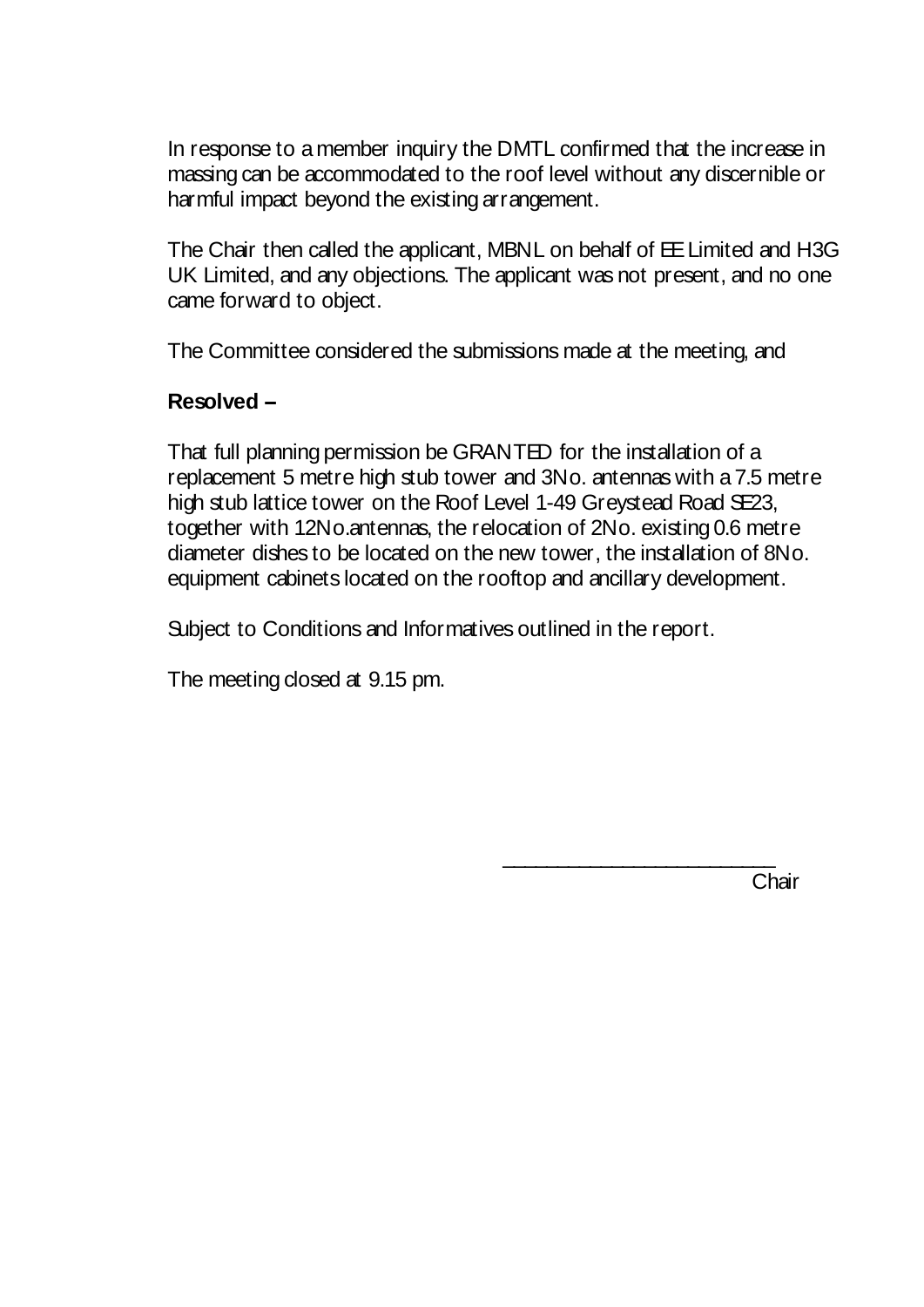In response to a member inquiry the DMTL confirmed that the increase in massing can be accommodated to the roof level without any discernible or harmful impact beyond the existing arrangement.

The Chair then called the applicant, MBNL on behalf of EE Limited and H3G UK Limited, and any objections. The applicant was not present, and no one came forward to object.

The Committee considered the submissions made at the meeting, and

**Resolved –**

That full planning permission be GRANTED for the installation of a replacement 5 metre high stub tower and 3No. antennas with a 7.5 metre high stub lattice tower on the Roof Level 1-49 Greystead Road SE23, together with 12No.antennas, the relocation of 2No. existing 0.6 metre diameter dishes to be located on the new tower, the installation of 8No. equipment cabinets located on the rooftop and ancillary development.

Subject to Conditions and Informatives outlined in the report.

The meeting closed at 9.15 pm.

\_\_\_\_\_\_\_\_\_\_\_\_\_\_\_\_\_\_\_\_\_\_\_\_\_\_

Chair